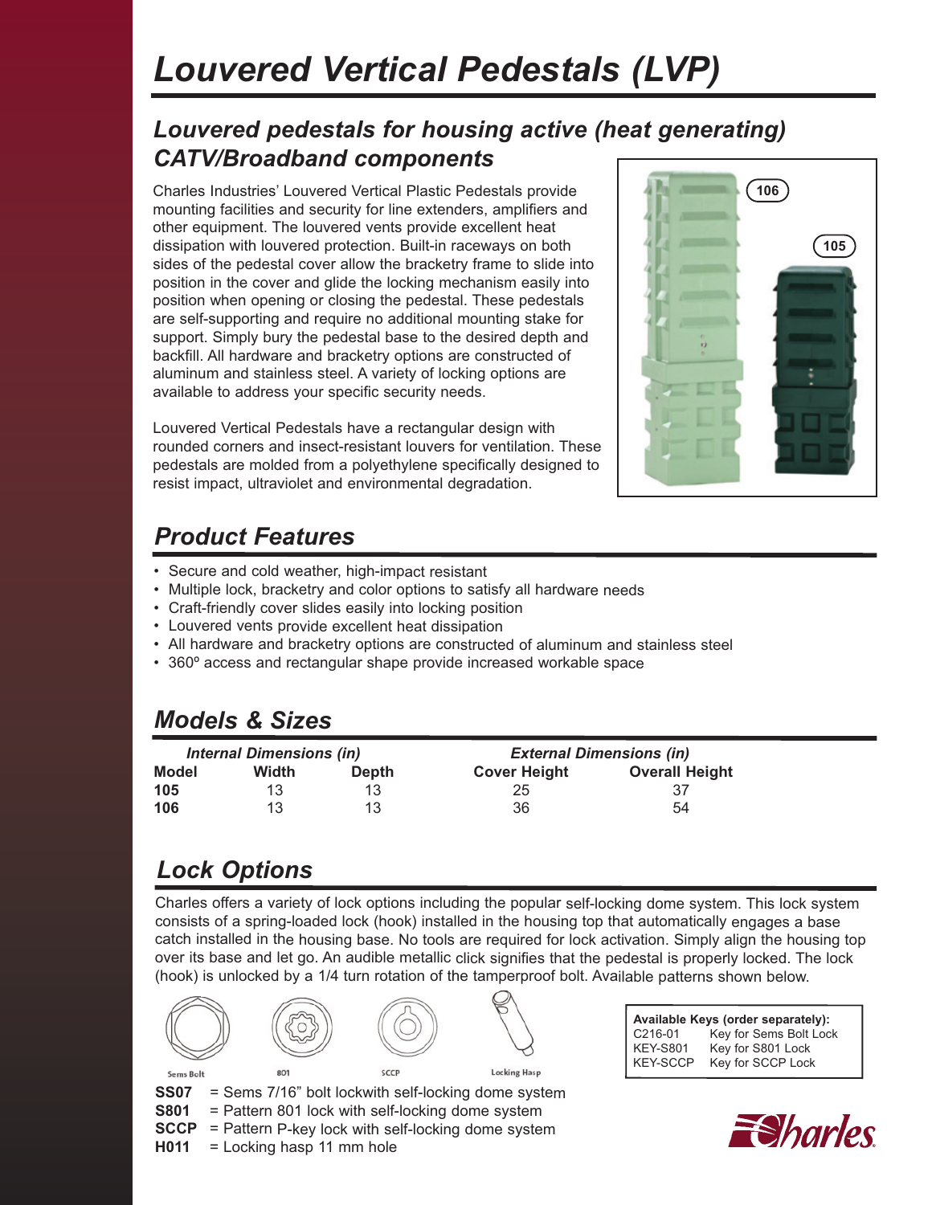# Louvered Vertical Pedestals (LVP)

## Louvered pedestals for housing active (heat generating) CATV/Broadband components

Charles Industries' Louvered Vertical Plastic Pedestals provide mounting facilities and security for line extenders, amplifiers and other equipment. The louvered vents provide excellent heat dissipation with louvered protection. Built-in raceways on both sides of the pedestal cover allow the bracketry frame to slide into position in the cover and glide the locking mechanism easily into position when opening or closing the pedestal. These pedestals are self-supporting and require no additional mounting stake for support. Simply bury the pedestal base to the desired depth and backfill. All hardware and bracketry options are constructed of aluminum and stainless steel. A variety of locking options are available to address your specific security needs.

Louvered Vertical Pedestals have a rectangular design with rounded corners and insect-resistant louvers for ventilation. These pedestals are molded from a polyethylene specifically designed to resist impact, ultraviolet and environmental degradation.

106

105

## Product Features

- Secure and cold weather, high-impact resistant
- Multiple lock, bracketry and color options to satisfy all hardware needs
- Craft-friendly cover slides easily into locking position
- Louvered vents provide excellent heat dissipation
- All hardware and bracketry options are constructed of aluminum and stainless steel
- 360º access and rectangular shape provide increased workable space

## Models & Sizes

| | *Internal Dimensions (in)* | | *External Dimensions (in)* | |
|---|---|---|---|---|
| **Model** | **Width** | **Depth** | **Cover Height** | **Overall Height** |
| **105** | 13 | 13 | 25 | 37 |
| **106** | 13 | 13 | 36 | 54 |

## Lock Options

Charles offers a variety of lock options including the popular self-locking dome system. This lock system consists of a spring-loaded lock (hook) installed in the housing top that automatically engages a base catch installed in the housing base. No tools are required for lock activation. Simply align the housing top over its base and let go. An audible metallic click signifies that the pedestal is properly locked. The lock (hook) is unlocked by a 1/4 turn rotation of the tamperproof bolt. Available patterns shown below.

Sems Bolt | 801 | SCCP | Locking Hasp

**SS07** = Sems 7/16" bolt lockwith self-locking dome system
**S801** = Pattern 801 lock with self-locking dome system
**SCCP** = Pattern P-key lock with self-locking dome system
**H011** = Locking hasp 11 mm hole

| **Available Keys (order separately):** | |
|---|---|
| C216-01 | Key for Sems Bolt Lock |
| KEY-S801 | Key for S801 Lock |
| KEY-SCCP | Key for SCCP Lock |

Charles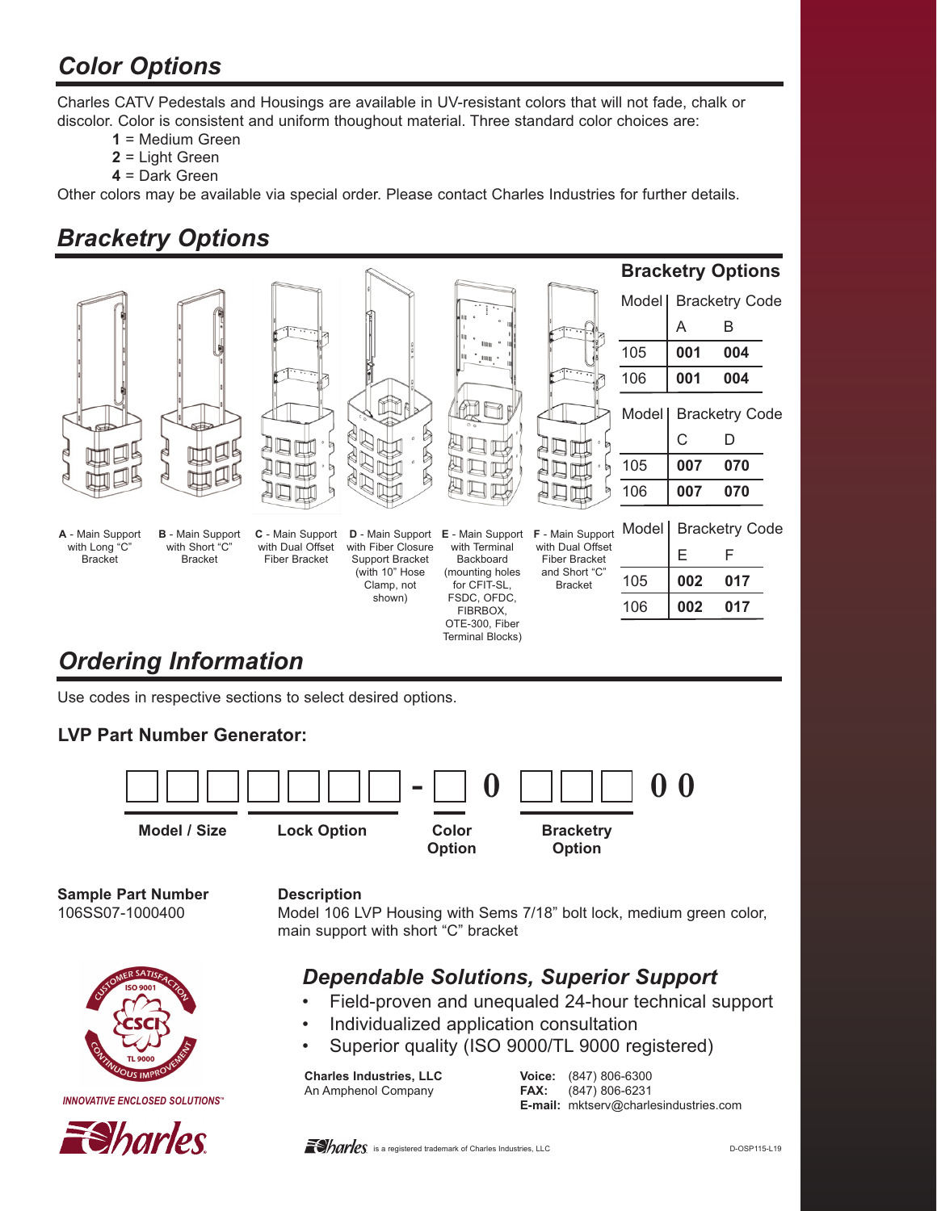## Color Options

Charles CATV Pedestals and Housings are available in UV-resistant colors that will not fade, chalk or discolor. Color is consistent and uniform thoughout material. Three standard color choices are:

- **1** = Medium Green
- **2** = Light Green
- **4** = Dark Green

Other colors may be available via special order. Please contact Charles Industries for further details.

## Bracketry Options

**A** - Main Support with Long "C" Bracket

**B** - Main Support with Short "C" Bracket

**C** - Main Support with Dual Offset Fiber Bracket

**D** - Main Support with Fiber Closure Support Bracket (with 10" Hose Clamp, not shown)

**E** - Main Support with Terminal Backboard (mounting holes for CFIT-SL, FSDC, OFDC, FIBRBOX, OTE-300, Fiber Terminal Blocks)

**F** - Main Support with Dual Offset Fiber Bracket and Short "C" Bracket

### Bracketry Options

| Model | Bracketry Code | |
|---|---|---|
| | A | B |
| 105 | **001** | **004** |
| 106 | **001** | **004** |

| Model | Bracketry Code | |
|---|---|---|
| | C | D |
| 105 | **007** | **070** |
| 106 | **007** | **070** |

| Model | Bracketry Code | |
|---|---|---|
| | E | F |
| 105 | **002** | **017** |
| 106 | **002** | **017** |

## Ordering Information

Use codes in respective sections to select desired options.

### LVP Part Number Generator:

☐☐☐ ☐☐☐☐ - ☐ 0 ☐☐☐ 0 0

**Model / Size** | **Lock Option** | **Color Option** | **Bracketry Option**

**Sample Part Number**
106SS07-1000400

**Description**
Model 106 LVP Housing with Sems 7/18" bolt lock, medium green color, main support with short "C" bracket

CUSTOMER SATISFACTION ISO 9001 CSCI TL 9000 CONTINUOUS IMPROVEMENT

*INNOVATIVE ENCLOSED SOLUTIONS™*

Charles

## Dependable Solutions, Superior Support

- Field-proven and unequaled 24-hour technical support
- Individualized application consultation
- Superior quality (ISO 9000/TL 9000 registered)

**Charles Industries, LLC**
An Amphenol Company

**Voice:** (847) 806-6300
**FAX:** (847) 806-6231
**E-mail:** mktserv@charlesindustries.com

Charles is a registered trademark of Charles Industries, LLC

D-OSP115-L19